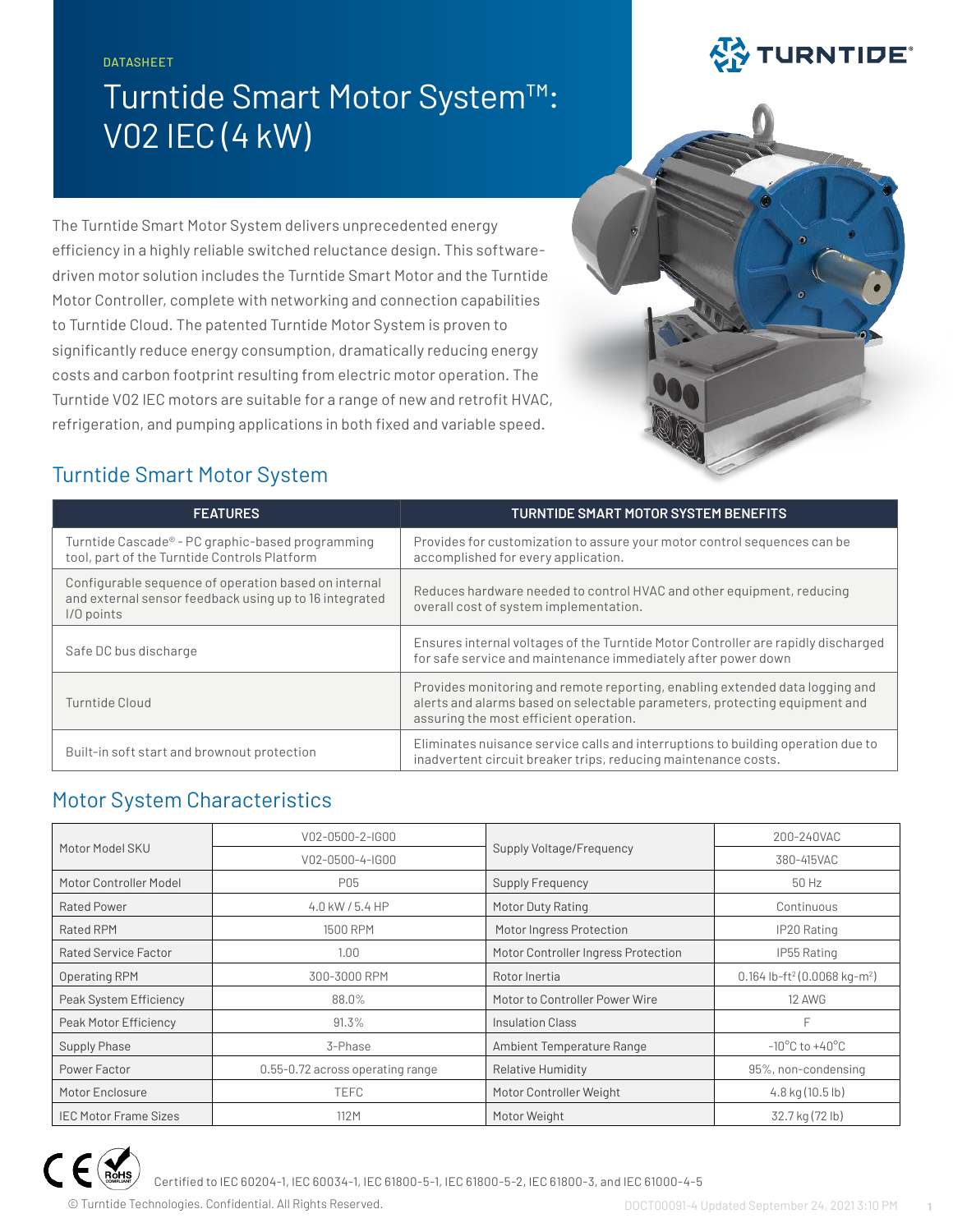DATASHEET

# Turntide Smart Motor System™: V02 IEC (4 kW)

The Turntide Smart Motor System delivers unprecedented energy efficiency in a highly reliable switched reluctance design. This software-driven motor solution includes the Turntide Smart Motor and the Turntide Motor Controller, complete with networking and connection capabilities to Turntide Cloud. The patented Turntide Motor System is proven to significantly reduce energy consumption, dramatically reducing energy costs and carbon footprint resulting from electric motor operation. The Turntide V02 IEC motors are suitable for a range of new and retrofit HVAC, refrigeration, and pumping applications in both fixed and variable speed.

## Turntide Smart Motor System

| FEATURES | TURNTIDE SMART MOTOR SYSTEM BENEFITS |
|---|---|
| Turntide Cascade® - PC graphic-based programming tool, part of the Turntide Controls Platform | Provides for customization to assure your motor control sequences can be accomplished for every application. |
| Configurable sequence of operation based on internal and external sensor feedback using up to 16 integrated I/O points | Reduces hardware needed to control HVAC and other equipment, reducing overall cost of system implementation. |
| Safe DC bus discharge | Ensures internal voltages of the Turntide Motor Controller are rapidly discharged for safe service and maintenance immediately after power down |
| Turntide Cloud | Provides monitoring and remote reporting, enabling extended data logging and alerts and alarms based on selectable parameters, protecting equipment and assuring the most efficient operation. |
| Built-in soft start and brownout protection | Eliminates nuisance service calls and interruptions to building operation due to inadvertent circuit breaker trips, reducing maintenance costs. |

## Motor System Characteristics

| | | | |
|---|---|---|---|
| Motor Model SKU | V02-0500-2-IG00 | Supply Voltage/Frequency | 200-240VAC |
| | V02-0500-4-IG00 | | 380-415VAC |
| Motor Controller Model | P05 | Supply Frequency | 50 Hz |
| Rated Power | 4.0 kW / 5.4 HP | Motor Duty Rating | Continuous |
| Rated RPM | 1500 RPM | Motor Ingress Protection | IP20 Rating |
| Rated Service Factor | 1.00 | Motor Controller Ingress Protection | IP55 Rating |
| Operating RPM | 300-3000 RPM | Rotor Inertia | 0.164 lb-ft² (0.0068 kg-m²) |
| Peak System Efficiency | 88.0% | Motor to Controller Power Wire | 12 AWG |
| Peak Motor Efficiency | 91.3% | Insulation Class | F |
| Supply Phase | 3-Phase | Ambient Temperature Range | -10°C to +40°C |
| Power Factor | 0.55-0.72 across operating range | Relative Humidity | 95%, non-condensing |
| Motor Enclosure | TEFC | Motor Controller Weight | 4.8 kg (10.5 lb) |
| IEC Motor Frame Sizes | 112M | Motor Weight | 32.7 kg (72 lb) |

Certified to IEC 60204-1, IEC 60034-1, IEC 61800-5-1, IEC 61800-5-2, IEC 61800-3, and IEC 61000-4-5

© Turntide Technologies. Confidential. All Rights Reserved.

DOCT00091-4 Updated September 24, 2021 3:10 PM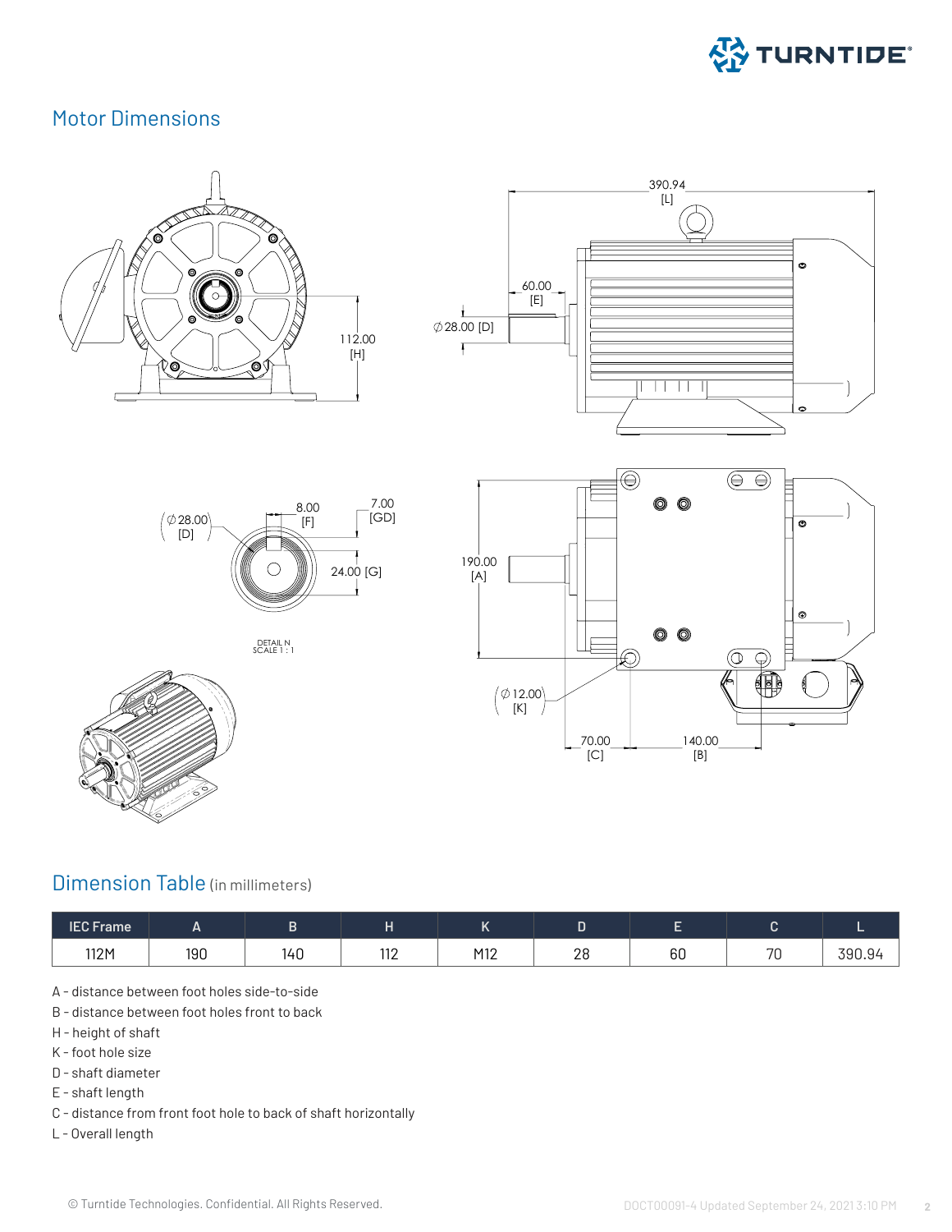## Motor Dimensions

## Dimension Table (in millimeters)

| IEC Frame | A | B | H | K | D | E | C | L |
|---|---|---|---|---|---|---|---|---|
| 112M | 190 | 140 | 112 | M12 | 28 | 60 | 70 | 390.94 |

A - distance between foot holes side-to-side
B - distance between foot holes front to back
H - height of shaft
K - foot hole size
D - shaft diameter
E - shaft length
C - distance from front foot hole to back of shaft horizontally
L - Overall length

© Turntide Technologies. Confidential. All Rights Reserved.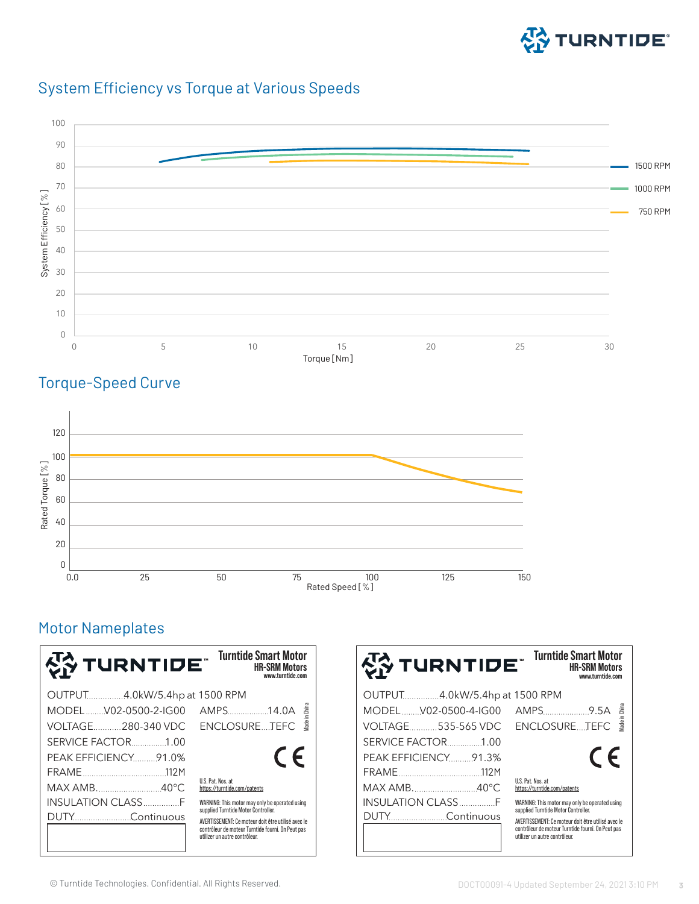## System Efficiency vs Torque at Various Speeds

## Torque-Speed Curve

## Motor Nameplates

**Turntide Smart Motor**
**HR-SRM Motors**
www.turntide.com

| | |
|---|---|
| OUTPUT | 4.0kW/5.4hp at 1500 RPM |
| MODEL | V02-0500-2-IG00 |
| AMPS | 14.0A |
| VOLTAGE | 280-340 VDC |
| ENCLOSURE | TEFC |
| SERVICE FACTOR | 1.00 |
| PEAK EFFICIENCY | 91.0% |
| FRAME | 112M |
| MAX AMB. | 40°C |
| INSULATION CLASS | F |
| DUTY | Continuous |

Made in China

U.S. Pat. Nos. at https://turntide.com/patents

WARNING: This motor may only be operated using supplied Turntide Motor Controller.

AVERTISSEMENT: Ce moteur doit être utilisé avec le contrôleur de moteur Turntide fourni. On Peut pas utilizer un autre contrôleur.

**Turntide Smart Motor**
**HR-SRM Motors**
www.turntide.com

| | |
|---|---|
| OUTPUT | 4.0kW/5.4hp at 1500 RPM |
| MODEL | V02-0500-4-IG00 |
| AMPS | 9.5A |
| VOLTAGE | 535-565 VDC |
| ENCLOSURE | TEFC |
| SERVICE FACTOR | 1.00 |
| PEAK EFFICIENCY | 91.3% |
| FRAME | 112M |
| MAX AMB. | 40°C |
| INSULATION CLASS | F |
| DUTY | Continuous |

Made in China

U.S. Pat. Nos. at https://turntide.com/patents

WARNING: This motor may only be operated using supplied Turntide Motor Controller.

AVERTISSEMENT: Ce moteur doit être utilisé avec le contrôleur de moteur Turntide fourni. On Peut pas utilizer un autre contrôleur.

© Turntide Technologies. Confidential. All Rights Reserved.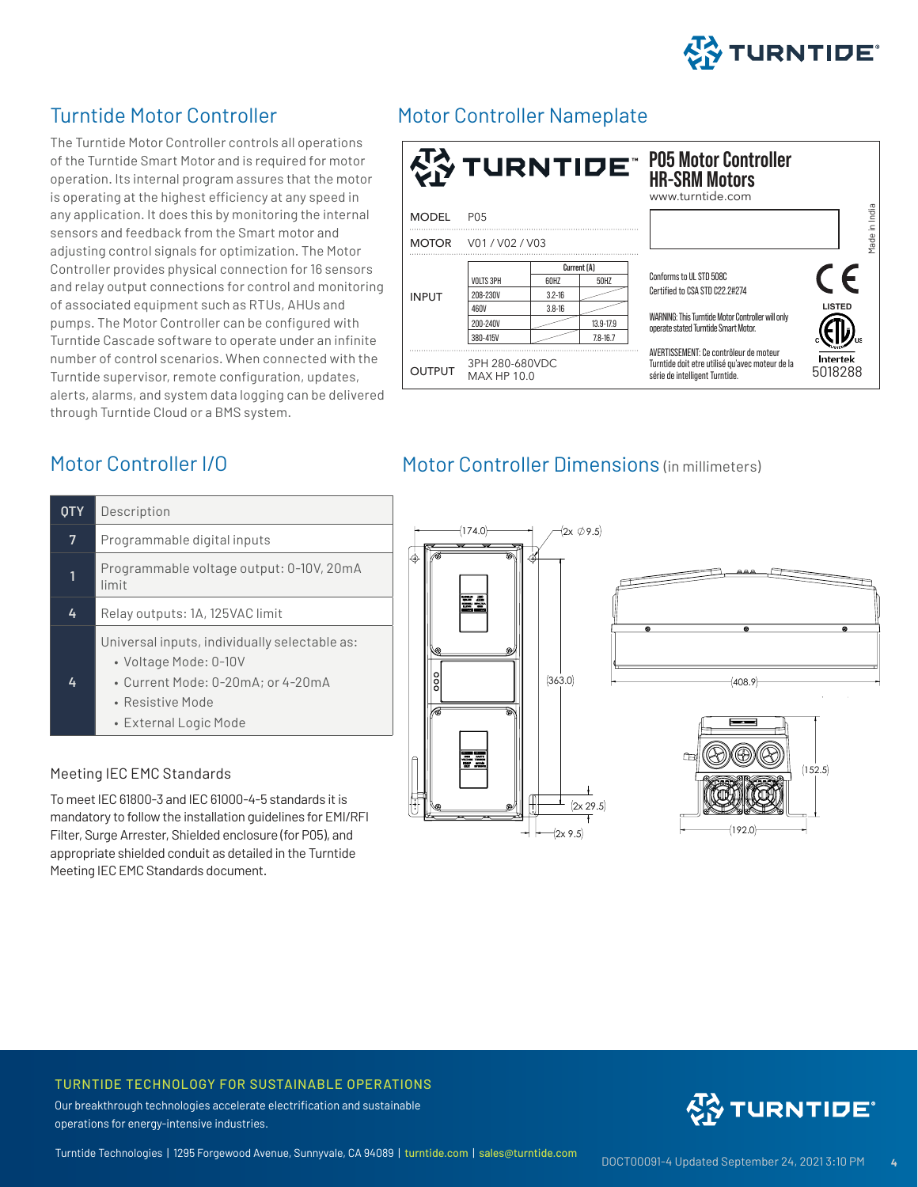## Turntide Motor Controller

The Turntide Motor Controller controls all operations of the Turntide Smart Motor and is required for motor operation. Its internal program assures that the motor is operating at the highest efficiency at any speed in any application. It does this by monitoring the internal sensors and feedback from the Smart motor and adjusting control signals for optimization. The Motor Controller provides physical connection for 16 sensors and relay output connections for control and monitoring of associated equipment such as RTUs, AHUs and pumps. The Motor Controller can be configured with Turntide Cascade software to operate under an infinite number of control scenarios. When connected with the Turntide supervisor, remote configuration, updates, alerts, alarms, and system data logging can be delivered through Turntide Cloud or a BMS system.

## Motor Controller Nameplate

TURNTIDE™

**P05 Motor Controller**
**HR-SRM Motors**
www.turntide.com

MODEL P05

MOTOR V01 / V02 / V03

INPUT

| VOLTS 3PH | Current (A) 60HZ | Current (A) 50HZ |
|---|---|---|
| 208-230V | 3.2-16 | |
| 460V | 3.8-16 | |
| 200-240V | | 13.9-17.9 |
| 380-415V | | 7.8-16.7 |

OUTPUT 3PH 280-680VDC
MAX HP 10.0

Conforms to UL STD 508C
Certified to CSA STD C22.2#274

WARNING: This Turntide Motor Controller will only operate stated Turntide Smart Motor.

AVERTISSEMENT: Ce contrôleur de moteur Turntide doit etre utilisé qu'avec moteur de la série de intelligent Turntide.

Made in India

CE

LISTED
Intertek
5018288

## Motor Controller I/O

| QTY | Description |
|---|---|
| 7 | Programmable digital inputs |
| 1 | Programmable voltage output: 0-10V, 20mA limit |
| 4 | Relay outputs: 1A, 125VAC limit |
| 4 | Universal inputs, individually selectable as:<br>• Voltage Mode: 0-10V<br>• Current Mode: 0-20mA; or 4-20mA<br>• Resistive Mode<br>• External Logic Mode |

### Meeting IEC EMC Standards

To meet IEC 61800-3 and IEC 61000-4-5 standards it is mandatory to follow the installation guidelines for EMI/RFI Filter, Surge Arrester, Shielded enclosure (for P05), and appropriate shielded conduit as detailed in the Turntide Meeting IEC EMC Standards document.

## Motor Controller Dimensions (in millimeters)

(174.0)
(2x ∅9.5)
(363.0)
(2x 29.5)
(2x 9.5)
(408.9)
(152.5)
(192.0)

TURNTIDE TECHNOLOGY FOR SUSTAINABLE OPERATIONS

Our breakthrough technologies accelerate electrification and sustainable operations for energy-intensive industries.

Turntide Technologies | 1295 Forgewood Avenue, Sunnyvale, CA 94089 | turntide.com | sales@turntide.com

DOCT00091-4 Updated September 24, 2021 3:10 PM